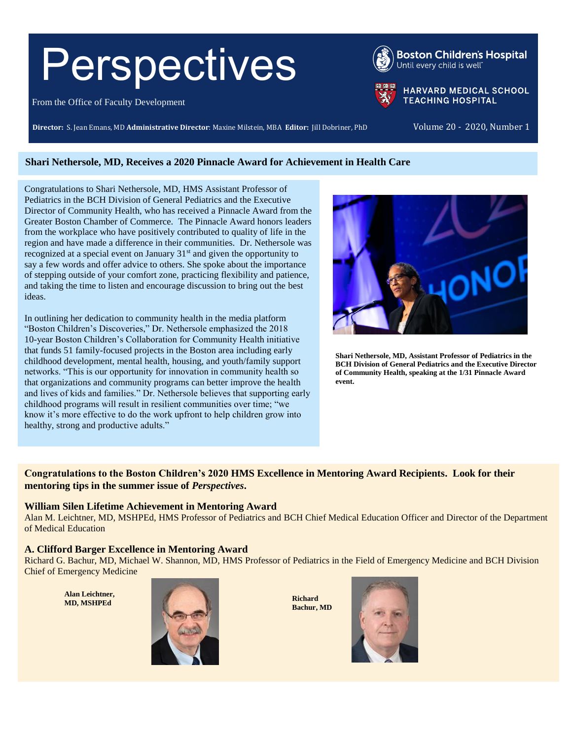# Perspectives

From the Office of the Faculty Development

**Director:** S. Jean Emans, MD **Administrative Director**: Maxine Milstein, MBA **Editor:** Jill Dobriner, PhD

Volume 20 - 2020, Number 1

## Shari Nethersole, MD, Receives a 2020 Pinnacle Award for Achievement in Health Care

Congratulations to Shari Nethersole, MD, HMS Assistant Professor of Pediatrics in the BCH Division of General Pediatrics and the Executive Director of Community Health, who has received a Pinnacle Award from the Greater Boston Chamber of Commerce. The Pinnacle Award honors leaders from the workplace who have positively contributed to quality of life in the region and have made a difference in their communities. Dr. Nethersole was recognized at a special event on January 31st and given the opportunity to say a few words and offer advice to others. She spoke about the importance of stepping outside of your comfort zone, practicing flexibility and patience, and taking the time to listen and encourage discussion to bring out the best ideas.

In outlining her dedication to community health in the media platform "Boston Children's Discoveries," Dr. Nethersole emphasized the 2018 10-year Boston Children's Collaboration for Community Health initiative that funds 51 family-focused projects in the Boston area including early childhood development, mental health, housing, and youth/family support networks. "This is our opportunity for innovation in community health so that organizations and community programs can better improve the health and lives of kids and families." Dr. Nethersole believes that supporting early childhood programs will result in resilient communities over time; "we know it's more effective to do the work upfront to help children grow into healthy, strong and productive adults."

**Shari Nethersole, MD, Assistant Professor of Pediatrics in the BCH Division of General Pediatrics and the Executive Director of Community Health, speaking at the 1/31 Pinnacle Award event.**

**Congratulations to the Boston Children's 2020 HMS Excellence in Mentoring Award Recipients. Look for their mentoring tips in the summer issue of *Perspectives*.**

### William Silen Lifetime Achievement in Mentoring Award

Alan M. Leichtner, MD, MSHPEd, HMS Professor of Pediatrics and BCH Chief Medical Education Officer and Director of the Department of Medical Education

### A. Clifford Barger Excellence in Mentoring Award

Richard G. Bachur, MD, Michael W. Shannon, MD, HMS Professor of Pediatrics in the Field of Emergency Medicine and BCH Division Chief of Emergency Medicine

**Alan Leichtner, MD, MSHPEd**

**Richard Bachur, MD**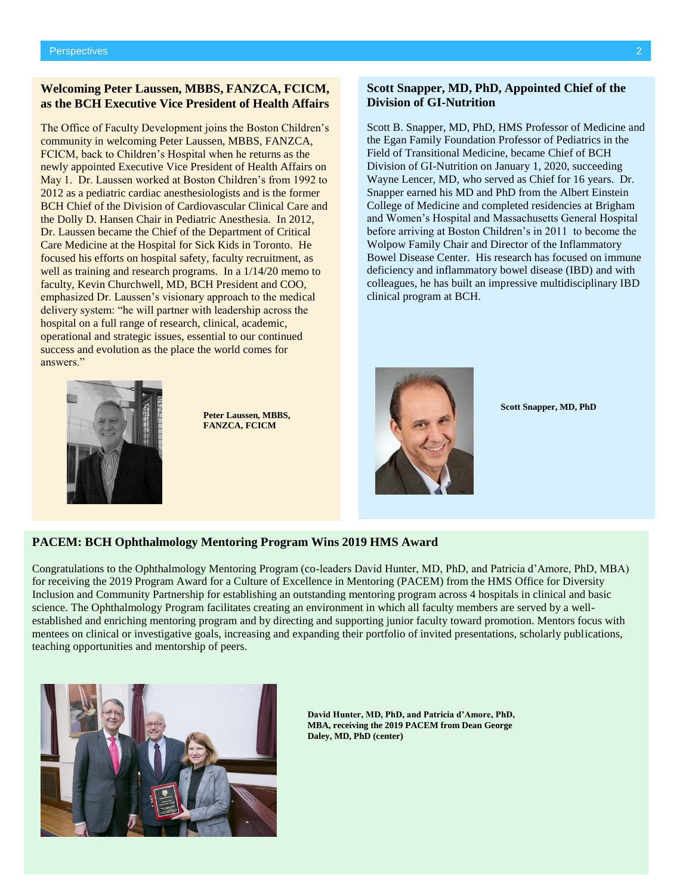## Welcoming Peter Laussen, MBBS, FANZCA, FCICM, as the BCH Executive Vice President of Health Affairs

The Office of Faculty Development joins the Boston Children's community in welcoming Peter Laussen, MBBS, FANZCA, FCICM, back to Children's Hospital when he returns as the newly appointed Executive Vice President of Health Affairs on May 1. Dr. Laussen worked at Boston Children's from 1992 to 2012 as a pediatric cardiac anesthesiologists and is the former BCH Chief of the Division of Cardiovascular Clinical Care and the Dolly D. Hansen Chair in Pediatric Anesthesia. In 2012, Dr. Laussen became the Chief of the Department of Critical Care Medicine at the Hospital for Sick Kids in Toronto. He focused his efforts on hospital safety, faculty recruitment, as well as training and research programs. In a 1/14/20 memo to faculty, Kevin Churchwell, MD, BCH President and COO, emphasized Dr. Laussen's visionary approach to the medical delivery system: "he will partner with leadership across the hospital on a full range of research, clinical, academic, operational and strategic issues, essential to our continued success and evolution as the place the world comes for answers."

**Peter Laussen, MBBS, FANZCA, FCICM**

## Scott Snapper, MD, PhD, Appointed Chief of the Division of GI-Nutrition

Scott B. Snapper, MD, PhD, HMS Professor of Medicine and the Egan Family Foundation Professor of Pediatrics in the Field of Transitional Medicine, became Chief of BCH Division of GI-Nutrition on January 1, 2020, succeeding Wayne Lencer, MD, who served as Chief for 16 years. Dr. Snapper earned his MD and PhD from the Albert Einstein College of Medicine and completed residencies at Brigham and Women's Hospital and Massachusetts General Hospital before arriving at Boston Children's in 2011 to become the Wolpow Family Chair and Director of the Inflammatory Bowel Disease Center. His research has focused on immune deficiency and inflammatory bowel disease (IBD) and with colleagues, he has built an impressive multidisciplinary IBD clinical program at BCH.

**Scott Snapper, MD, PhD**

## PACEM: BCH Ophthalmology Mentoring Program Wins 2019 HMS Award

Congratulations to the Ophthalmology Mentoring Program (co-leaders David Hunter, MD, PhD, and Patricia d'Amore, PhD, MBA) for receiving the 2019 Program Award for a Culture of Excellence in Mentoring (PACEM) from the HMS Office for Diversity Inclusion and Community Partnership for establishing an outstanding mentoring program across 4 hospitals in clinical and basic science. The Ophthalmology Program facilitates creating an environment in which all faculty members are served by a well-established and enriching mentoring program and by directing and supporting junior faculty toward promotion. Mentors focus with mentees on clinical or investigative goals, increasing and expanding their portfolio of invited presentations, scholarly publications, teaching opportunities and mentorship of peers.

**David Hunter, MD, PhD, and Patricia d'Amore, PhD, MBA, receiving the 2019 PACEM from Dean George Daley, MD, PhD (center)**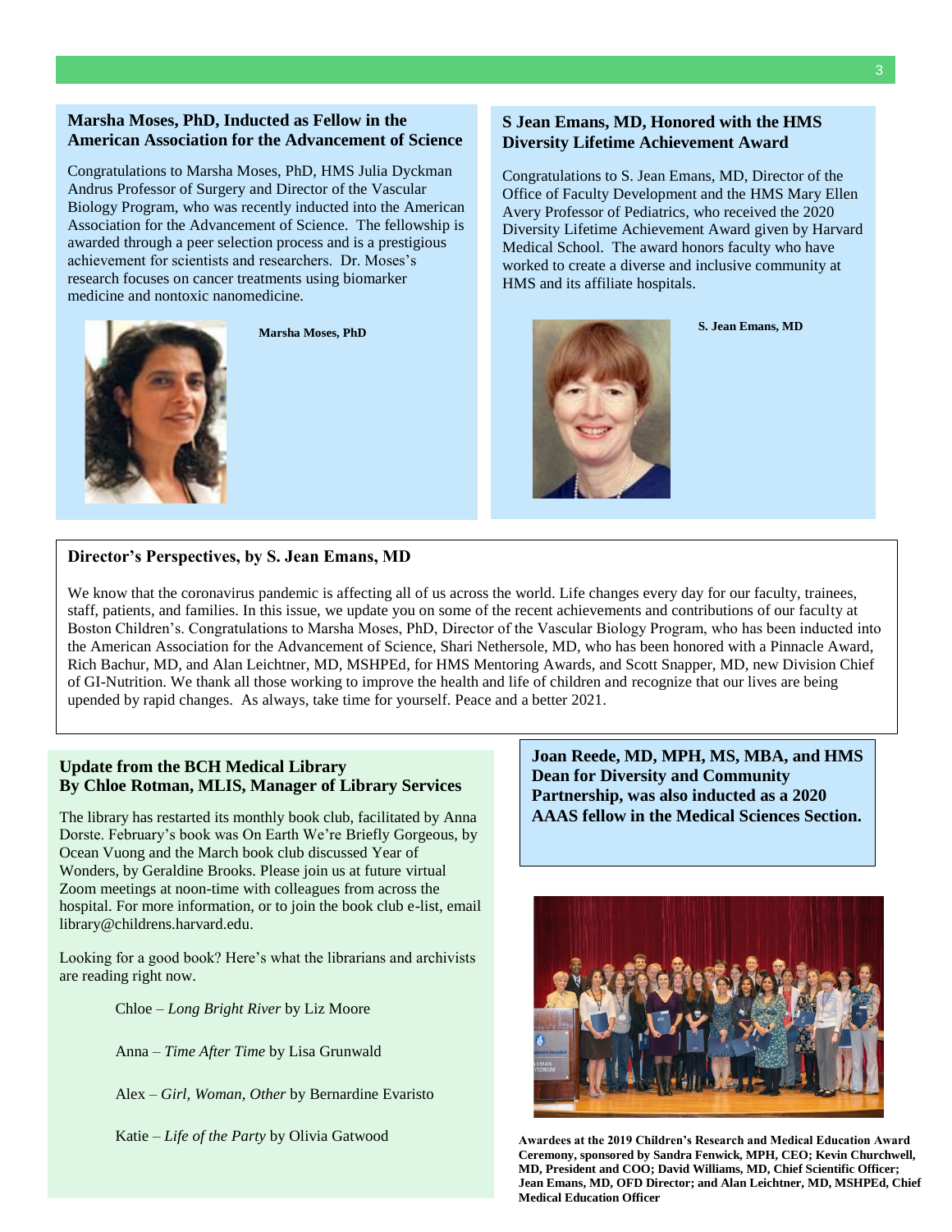## Marsha Moses, PhD, Inducted as Fellow in the American Association for the Advancement of Science

Congratulations to Marsha Moses, PhD, HMS Julia Dyckman Andrus Professor of Surgery and Director of the Vascular Biology Program, who was recently inducted into the American Association for the Advancement of Science. The fellowship is awarded through a peer selection process and is a prestigious achievement for scientists and researchers. Dr. Moses's research focuses on cancer treatments using biomarker medicine and nontoxic nanomedicine.

**Marsha Moses, PhD**

## S Jean Emans, MD, Honored with the HMS Diversity Lifetime Achievement Award

Congratulations to S. Jean Emans, MD, Director of the Office of Faculty Development and the HMS Mary Ellen Avery Professor of Pediatrics, who received the 2020 Diversity Lifetime Achievement Award given by Harvard Medical School. The award honors faculty who have worked to create a diverse and inclusive community at HMS and its affiliate hospitals.

**S. Jean Emans, MD**

## Director's Perspectives, by S. Jean Emans, MD

We know that the coronavirus pandemic is affecting all of us across the world. Life changes every day for our faculty, trainees, staff, patients, and families. In this issue, we update you on some of the recent achievements and contributions of our faculty at Boston Children's. Congratulations to Marsha Moses, PhD, Director of the Vascular Biology Program, who has been inducted into the American Association for the Advancement of Science, Shari Nethersole, MD, who has been honored with a Pinnacle Award, Rich Bachur, MD, and Alan Leichtner, MD, MSHPEd, for HMS Mentoring Awards, and Scott Snapper, MD, new Division Chief of GI-Nutrition. We thank all those working to improve the health and life of children and recognize that our lives are being upended by rapid changes. As always, take time for yourself. Peace and a better 2021.

## Update from the BCH Medical Library
## By Chloe Rotman, MLIS, Manager of Library Services

The library has restarted its monthly book club, facilitated by Anna Dorste. February's book was On Earth We're Briefly Gorgeous, by Ocean Vuong and the March book club discussed Year of Wonders, by Geraldine Brooks. Please join us at future virtual Zoom meetings at noon-time with colleagues from across the hospital. For more information, or to join the book club e-list, email library@childrens.harvard.edu.

Looking for a good book? Here's what the librarians and archivists are reading right now.

Chloe – *Long Bright River* by Liz Moore

Anna – *Time After Time* by Lisa Grunwald

Alex – *Girl, Woman, Other* by Bernardine Evaristo

Katie – *Life of the Party* by Olivia Gatwood

**Joan Reede, MD, MPH, MS, MBA, and HMS Dean for Diversity and Community Partnership, was also inducted as a 2020 AAAS fellow in the Medical Sciences Section.**

**Awardees at the 2019 Children's Research and Medical Education Award Ceremony, sponsored by Sandra Fenwick, MPH, CEO; Kevin Churchwell, MD, President and COO; David Williams, MD, Chief Scientific Officer; Jean Emans, MD, OFD Director; and Alan Leichtner, MD, MSHPEd, Chief Medical Education Officer**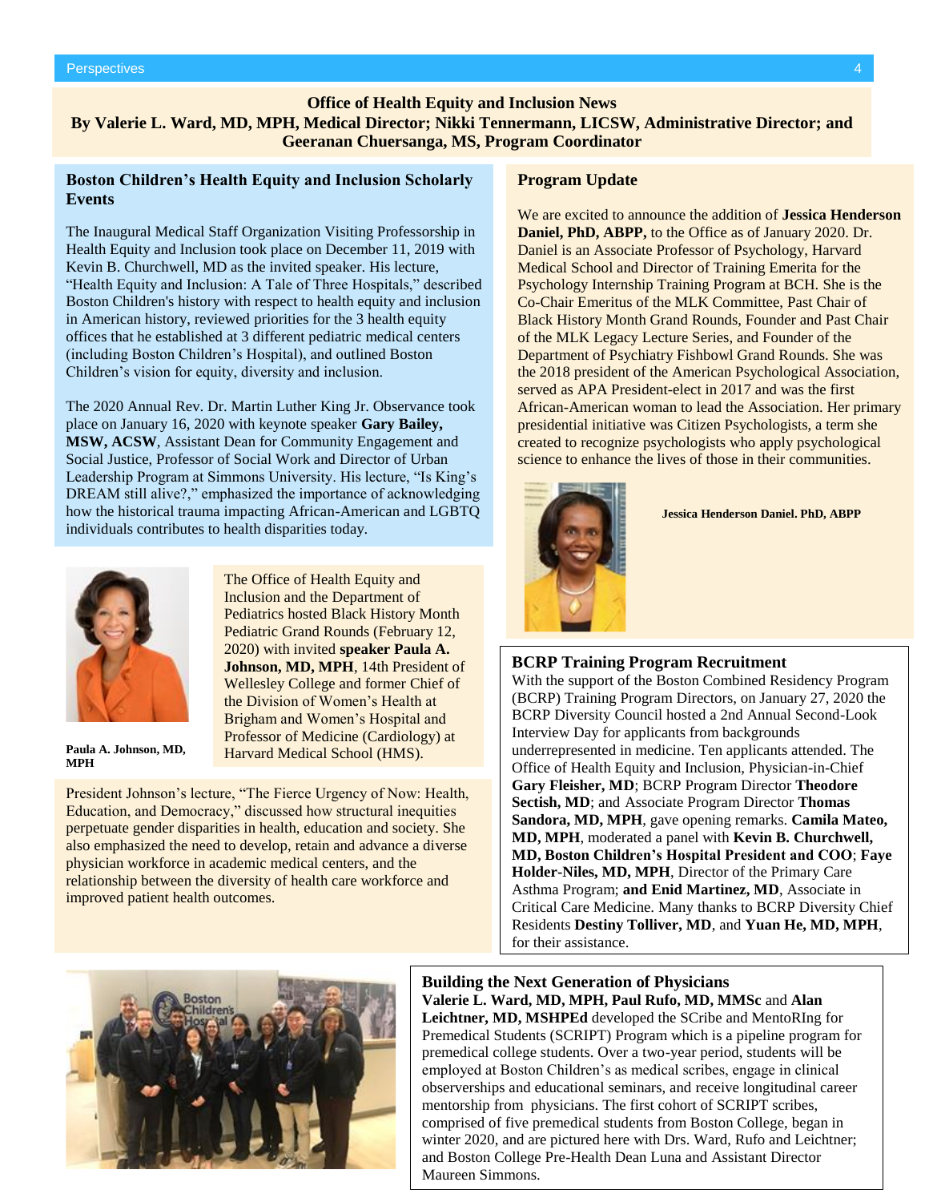## Office of Health Equity and Inclusion News

**By Valerie L. Ward, MD, MPH, Medical Director; Nikki Tennermann, LICSW, Administrative Director; and Geeranan Chuersanga, MS, Program Coordinator**

### Boston Children's Health Equity and Inclusion Scholarly Events

The Inaugural Medical Staff Organization Visiting Professorship in Health Equity and Inclusion took place on December 11, 2019 with Kevin B. Churchwell, MD as the invited speaker. His lecture, "Health Equity and Inclusion: A Tale of Three Hospitals," described Boston Children's history with respect to health equity and inclusion in American history, reviewed priorities for the 3 health equity offices that he established at 3 different pediatric medical centers (including Boston Children's Hospital), and outlined Boston Children's vision for equity, diversity and inclusion.

The 2020 Annual Rev. Dr. Martin Luther King Jr. Observance took place on January 16, 2020 with keynote speaker **Gary Bailey, MSW, ACSW**, Assistant Dean for Community Engagement and Social Justice, Professor of Social Work and Director of Urban Leadership Program at Simmons University. His lecture, "Is King's DREAM still alive?," emphasized the importance of acknowledging how the historical trauma impacting African-American and LGBTQ individuals contributes to health disparities today.

**Paula A. Johnson, MD, MPH**

The Office of Health Equity and Inclusion and the Department of Pediatrics hosted Black History Month Pediatric Grand Rounds (February 12, 2020) with invited **speaker Paula A. Johnson, MD, MPH**, 14th President of Wellesley College and former Chief of the Division of Women's Health at Brigham and Women's Hospital and Professor of Medicine (Cardiology) at Harvard Medical School (HMS).

President Johnson's lecture, "The Fierce Urgency of Now: Health, Education, and Democracy," discussed how structural inequities perpetuate gender disparities in health, education and society. She also emphasized the need to develop, retain and advance a diverse physician workforce in academic medical centers, and the relationship between the diversity of health care workforce and improved patient health outcomes.

### Program Update

We are excited to announce the addition of **Jessica Henderson Daniel, PhD, ABPP,** to the Office as of January 2020. Dr. Daniel is an Associate Professor of Psychology, Harvard Medical School and Director of Training Emerita for the Psychology Internship Training Program at BCH. She is the Co-Chair Emeritus of the MLK Committee, Past Chair of Black History Month Grand Rounds, Founder and Past Chair of the MLK Legacy Lecture Series, and Founder of the Department of Psychiatry Fishbowl Grand Rounds. She was the 2018 president of the American Psychological Association, served as APA President-elect in 2017 and was the first African-American woman to lead the Association. Her primary presidential initiative was Citizen Psychologists, a term she created to recognize psychologists who apply psychological science to enhance the lives of those in their communities.

**Jessica Henderson Daniel. PhD, ABPP**

### BCRP Training Program Recruitment

With the support of the Boston Combined Residency Program (BCRP) Training Program Directors, on January 27, 2020 the BCRP Diversity Council hosted a 2nd Annual Second-Look Interview Day for applicants from backgrounds underrepresented in medicine. Ten applicants attended. The Office of Health Equity and Inclusion, Physician-in-Chief **Gary Fleisher, MD**; BCRP Program Director **Theodore Sectish, MD**; and Associate Program Director **Thomas Sandora, MD, MPH**, gave opening remarks. **Camila Mateo, MD, MPH**, moderated a panel with **Kevin B. Churchwell, MD, Boston Children's Hospital President and COO**; **Faye Holder-Niles, MD, MPH**, Director of the Primary Care Asthma Program; **and Enid Martinez, MD**, Associate in Critical Care Medicine. Many thanks to BCRP Diversity Chief Residents **Destiny Tolliver, MD**, and **Yuan He, MD, MPH**, for their assistance.

### Building the Next Generation of Physicians

**Valerie L. Ward, MD, MPH, Paul Rufo, MD, MMSc** and **Alan Leichtner, MD, MSHPEd** developed the SCribe and MentoRIng for Premedical Students (SCRIPT) Program which is a pipeline program for premedical college students. Over a two-year period, students will be employed at Boston Children's as medical scribes, engage in clinical observerships and educational seminars, and receive longitudinal career mentorship from physicians. The first cohort of SCRIPT scribes, comprised of five premedical students from Boston College, began in winter 2020, and are pictured here with Drs. Ward, Rufo and Leichtner; and Boston College Pre-Health Dean Luna and Assistant Director Maureen Simmons.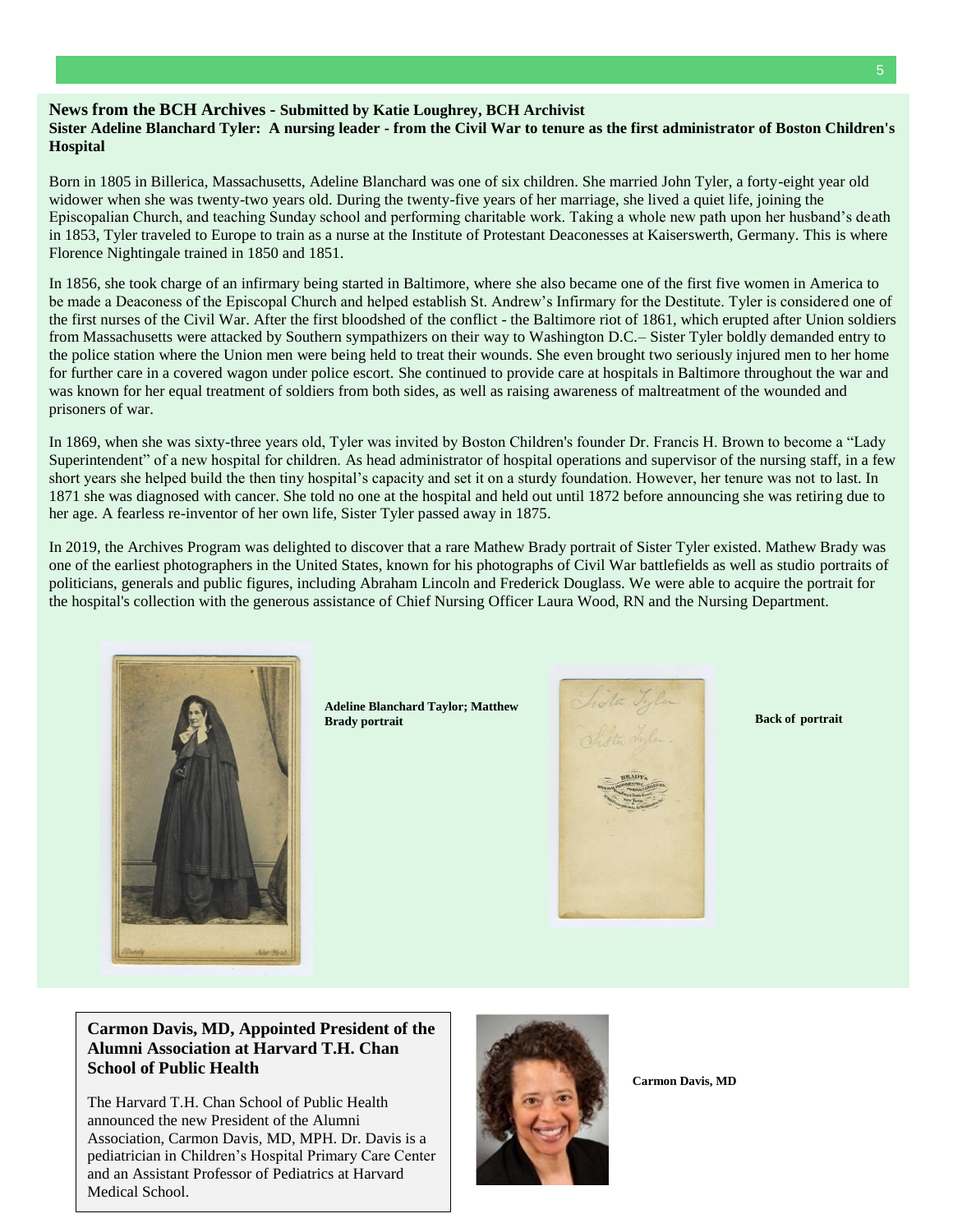## News from the BCH Archives - Submitted by Katie Loughrey, BCH Archivist

### Sister Adeline Blanchard Tyler: A nursing leader - from the Civil War to tenure as the first administrator of Boston Children's Hospital

Born in 1805 in Billerica, Massachusetts, Adeline Blanchard was one of six children. She married John Tyler, a forty-eight year old widower when she was twenty-two years old. During the twenty-five years of her marriage, she lived a quiet life, joining the Episcopalian Church, and teaching Sunday school and performing charitable work. Taking a whole new path upon her husband's death in 1853, Tyler traveled to Europe to train as a nurse at the Institute of Protestant Deaconesses at Kaiserswerth, Germany. This is where Florence Nightingale trained in 1850 and 1851.

In 1856, she took charge of an infirmary being started in Baltimore, where she also became one of the first five women in America to be made a Deaconess of the Episcopal Church and helped establish St. Andrew's Infirmary for the Destitute. Tyler is considered one of the first nurses of the Civil War. After the first bloodshed of the conflict - the Baltimore riot of 1861, which erupted after Union soldiers from Massachusetts were attacked by Southern sympathizers on their way to Washington D.C.– Sister Tyler boldly demanded entry to the police station where the Union men were being held to treat their wounds. She even brought two seriously injured men to her home for further care in a covered wagon under police escort. She continued to provide care at hospitals in Baltimore throughout the war and was known for her equal treatment of soldiers from both sides, as well as raising awareness of maltreatment of the wounded and prisoners of war.

In 1869, when she was sixty-three years old, Tyler was invited by Boston Children's founder Dr. Francis H. Brown to become a "Lady Superintendent" of a new hospital for children. As head administrator of hospital operations and supervisor of the nursing staff, in a few short years she helped build the then tiny hospital's capacity and set it on a sturdy foundation. However, her tenure was not to last. In 1871 she was diagnosed with cancer. She told no one at the hospital and held out until 1872 before announcing she was retiring due to her age. A fearless re-inventor of her own life, Sister Tyler passed away in 1875.

In 2019, the Archives Program was delighted to discover that a rare Mathew Brady portrait of Sister Tyler existed. Mathew Brady was one of the earliest photographers in the United States, known for his photographs of Civil War battlefields as well as studio portraits of politicians, generals and public figures, including Abraham Lincoln and Frederick Douglass. We were able to acquire the portrait for the hospital's collection with the generous assistance of Chief Nursing Officer Laura Wood, RN and the Nursing Department.

**Adeline Blanchard Taylor; Matthew Brady portrait**

**Back of portrait**

### Carmon Davis, MD, Appointed President of the Alumni Association at Harvard T.H. Chan School of Public Health

The Harvard T.H. Chan School of Public Health announced the new President of the Alumni Association, Carmon Davis, MD, MPH. Dr. Davis is a pediatrician in Children's Hospital Primary Care Center and an Assistant Professor of Pediatrics at Harvard Medical School.

**Carmon Davis, MD**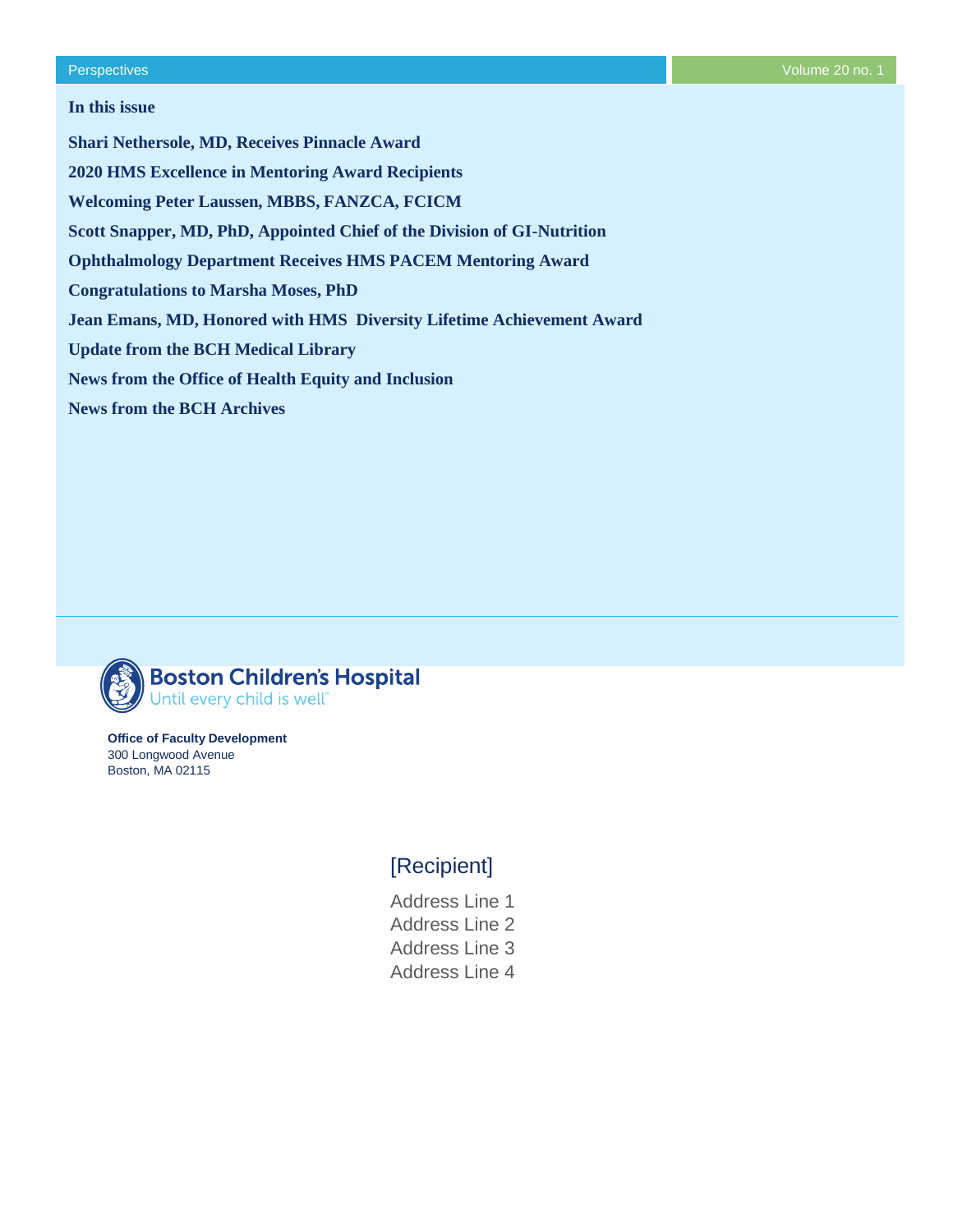Perspectives

Volume 20 no. 1

**In this issue**

**Shari Nethersole, MD, Receives Pinnacle Award**

**2020 HMS Excellence in Mentoring Award Recipients**

**Welcoming Peter Laussen, MBBS, FANZCA, FCICM**

**Scott Snapper, MD, PhD, Appointed Chief of the Division of GI-Nutrition**

**Ophthalmology Department Receives HMS PACEM Mentoring Award**

**Congratulations to Marsha Moses, PhD**

**Jean Emans, MD, Honored with HMS Diversity Lifetime Achievement Award**

**Update from the BCH Medical Library**

**News from the Office of Health Equity and Inclusion**

**News from the BCH Archives**

Boston Children's Hospital
Until every child is well

**Office of Faculty Development**
300 Longwood Avenue
Boston, MA 02115

[Recipient]

Address Line 1
Address Line 2
Address Line 3
Address Line 4